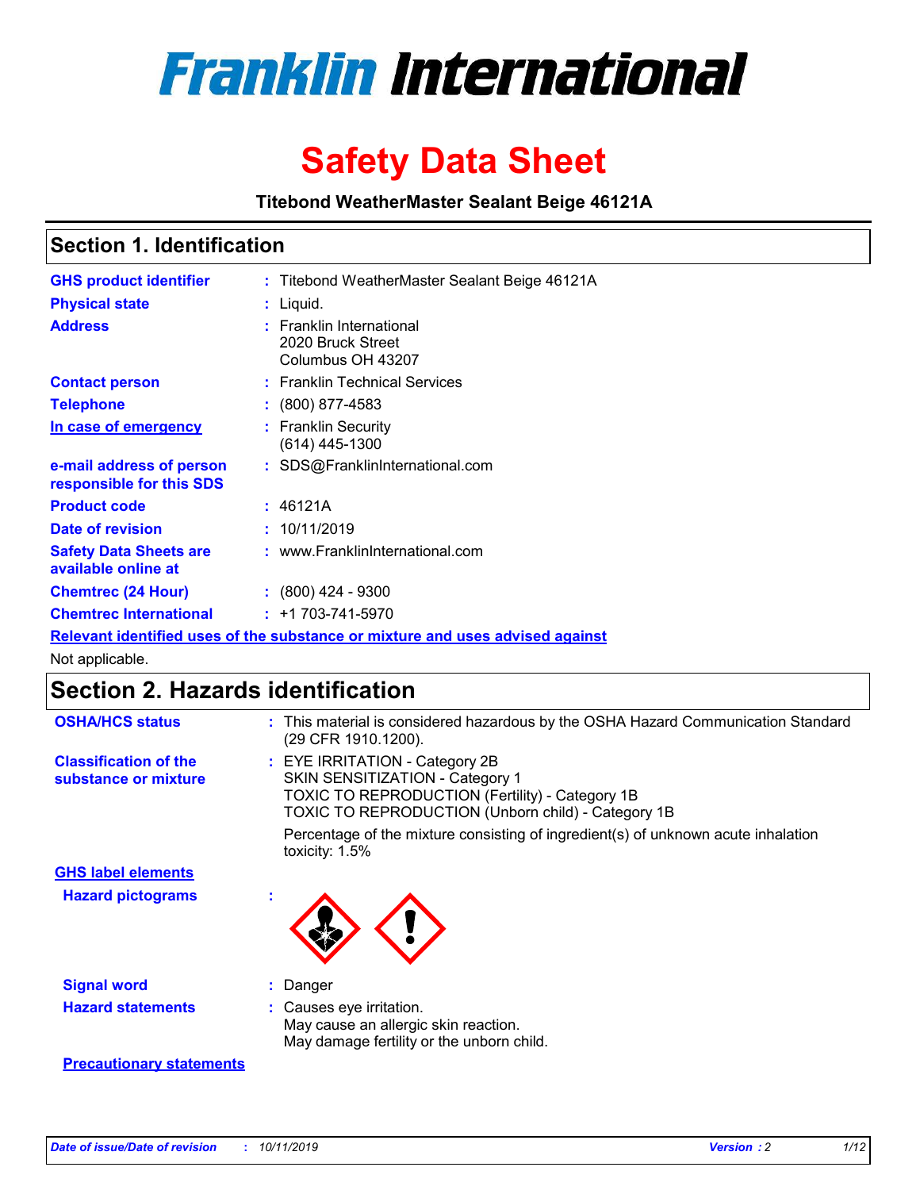# Franklin International

# Safety Data Sheet

**Titebond WeatherMaster Sealant Beige 46121A**

## Section 1. Identification

| | | |
|---|---|---|
| **GHS product identifier** | : | Titebond WeatherMaster Sealant Beige 46121A |
| **Physical state** | : | Liquid. |
| **Address** | : | Franklin International<br>2020 Bruck Street<br>Columbus OH 43207 |
| **Contact person** | : | Franklin Technical Services |
| **Telephone** | : | (800) 877-4583 |
| **In case of emergency** | : | Franklin Security<br>(614) 445-1300 |
| **e-mail address of person responsible for this SDS** | : | SDS@FranklinInternational.com |
| **Product code** | : | 46121A |
| **Date of revision** | : | 10/11/2019 |
| **Safety Data Sheets are available online at** | : | www.FranklinInternational.com |
| **Chemtrec (24 Hour)** | : | (800) 424 - 9300 |
| **Chemtrec International** | : | +1 703-741-5970 |

**Relevant identified uses of the substance or mixture and uses advised against**

Not applicable.

## Section 2. Hazards identification

**OSHA/HCS status** : This material is considered hazardous by the OSHA Hazard Communication Standard (29 CFR 1910.1200).

**Classification of the substance or mixture** : EYE IRRITATION - Category 2B
SKIN SENSITIZATION - Category 1
TOXIC TO REPRODUCTION (Fertility) - Category 1B
TOXIC TO REPRODUCTION (Unborn child) - Category 1B

Percentage of the mixture consisting of ingredient(s) of unknown acute inhalation toxicity: 1.5%

**GHS label elements**

**Hazard pictograms** :

**Signal word** : Danger

**Hazard statements** : Causes eye irritation.
May cause an allergic skin reaction.
May damage fertility or the unborn child.

**Precautionary statements**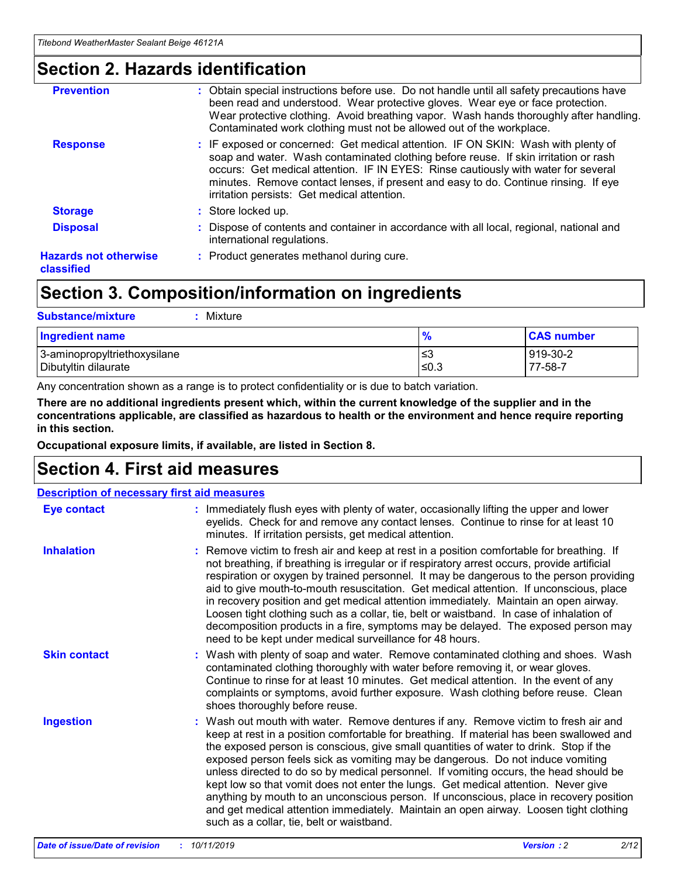## Section 2. Hazards identification

| | |
|---|---|
| **Prevention** | : Obtain special instructions before use. Do not handle until all safety precautions have been read and understood. Wear protective gloves. Wear eye or face protection. Wear protective clothing. Avoid breathing vapor. Wash hands thoroughly after handling. Contaminated work clothing must not be allowed out of the workplace. |
| **Response** | : IF exposed or concerned: Get medical attention. IF ON SKIN: Wash with plenty of soap and water. Wash contaminated clothing before reuse. If skin irritation or rash occurs: Get medical attention. IF IN EYES: Rinse cautiously with water for several minutes. Remove contact lenses, if present and easy to do. Continue rinsing. If eye irritation persists: Get medical attention. |
| **Storage** | : Store locked up. |
| **Disposal** | : Dispose of contents and container in accordance with all local, regional, national and international regulations. |
| **Hazards not otherwise classified** | : Product generates methanol during cure. |

## Section 3. Composition/information on ingredients

**Substance/mixture** : Mixture

| Ingredient name | % | CAS number |
|---|---|---|
| 3-aminopropyltriethoxysilane | ≤3 | 919-30-2 |
| Dibutyltin dilaurate | ≤0.3 | 77-58-7 |

Any concentration shown as a range is to protect confidentiality or is due to batch variation.

**There are no additional ingredients present which, within the current knowledge of the supplier and in the concentrations applicable, are classified as hazardous to health or the environment and hence require reporting in this section.**

**Occupational exposure limits, if available, are listed in Section 8.**

## Section 4. First aid measures

**Description of necessary first aid measures**

| | |
|---|---|
| **Eye contact** | : Immediately flush eyes with plenty of water, occasionally lifting the upper and lower eyelids. Check for and remove any contact lenses. Continue to rinse for at least 10 minutes. If irritation persists, get medical attention. |
| **Inhalation** | : Remove victim to fresh air and keep at rest in a position comfortable for breathing. If not breathing, if breathing is irregular or if respiratory arrest occurs, provide artificial respiration or oxygen by trained personnel. It may be dangerous to the person providing aid to give mouth-to-mouth resuscitation. Get medical attention. If unconscious, place in recovery position and get medical attention immediately. Maintain an open airway. Loosen tight clothing such as a collar, tie, belt or waistband. In case of inhalation of decomposition products in a fire, symptoms may be delayed. The exposed person may need to be kept under medical surveillance for 48 hours. |
| **Skin contact** | : Wash with plenty of soap and water. Remove contaminated clothing and shoes. Wash contaminated clothing thoroughly with water before removing it, or wear gloves. Continue to rinse for at least 10 minutes. Get medical attention. In the event of any complaints or symptoms, avoid further exposure. Wash clothing before reuse. Clean shoes thoroughly before reuse. |
| **Ingestion** | : Wash out mouth with water. Remove dentures if any. Remove victim to fresh air and keep at rest in a position comfortable for breathing. If material has been swallowed and the exposed person is conscious, give small quantities of water to drink. Stop if the exposed person feels sick as vomiting may be dangerous. Do not induce vomiting unless directed to do so by medical personnel. If vomiting occurs, the head should be kept low so that vomit does not enter the lungs. Get medical attention. Never give anything by mouth to an unconscious person. If unconscious, place in recovery position and get medical attention immediately. Maintain an open airway. Loosen tight clothing such as a collar, tie, belt or waistband. |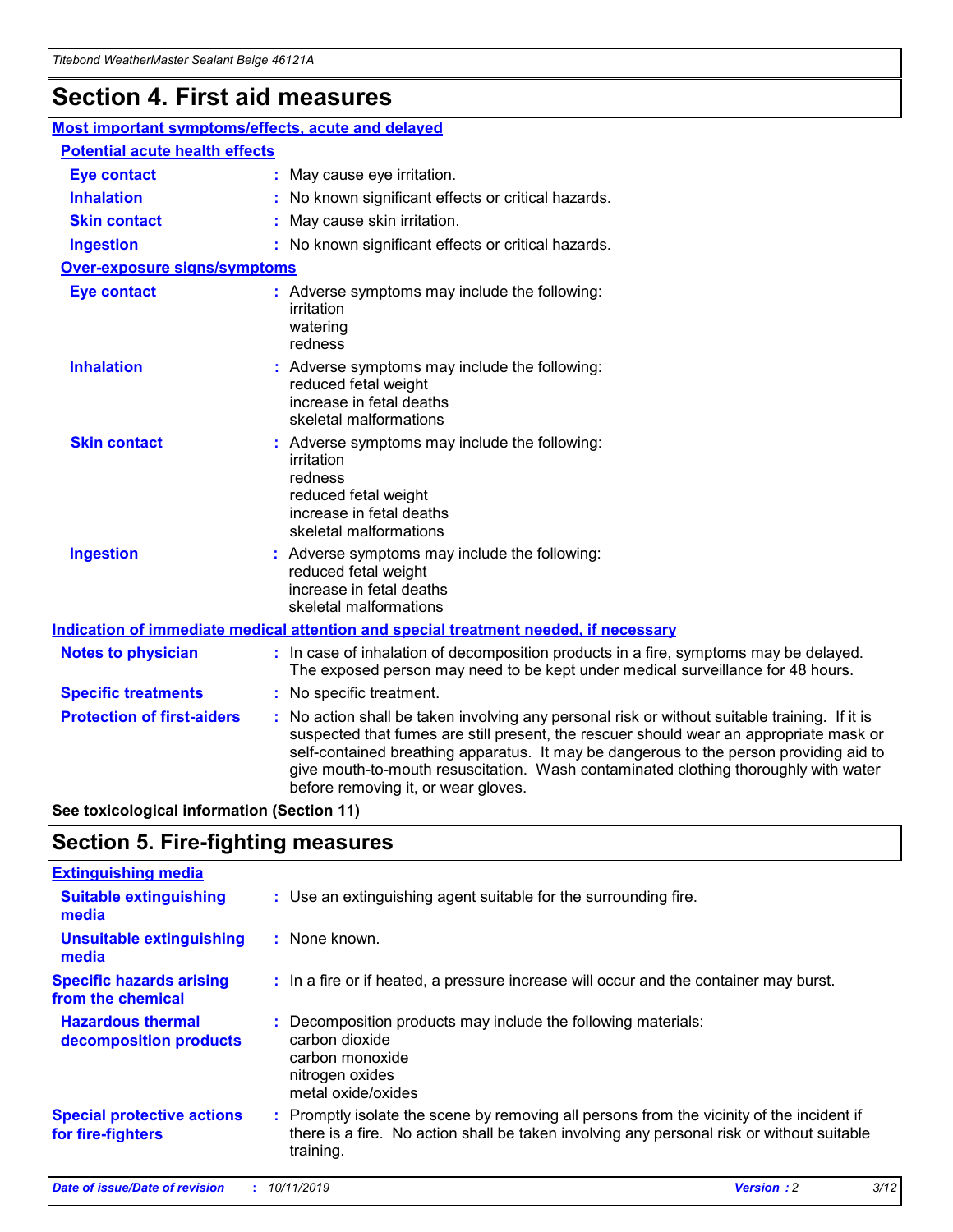# Section 4. First aid measures

## Most important symptoms/effects, acute and delayed

### Potential acute health effects

**Eye contact** : May cause eye irritation.

**Inhalation** : No known significant effects or critical hazards.

**Skin contact** : May cause skin irritation.

**Ingestion** : No known significant effects or critical hazards.

### Over-exposure signs/symptoms

**Eye contact** : Adverse symptoms may include the following:
irritation
watering
redness

**Inhalation** : Adverse symptoms may include the following:
reduced fetal weight
increase in fetal deaths
skeletal malformations

**Skin contact** : Adverse symptoms may include the following:
irritation
redness
reduced fetal weight
increase in fetal deaths
skeletal malformations

**Ingestion** : Adverse symptoms may include the following:
reduced fetal weight
increase in fetal deaths
skeletal malformations

## Indication of immediate medical attention and special treatment needed, if necessary

**Notes to physician** : In case of inhalation of decomposition products in a fire, symptoms may be delayed. The exposed person may need to be kept under medical surveillance for 48 hours.

**Specific treatments** : No specific treatment.

**Protection of first-aiders** : No action shall be taken involving any personal risk or without suitable training. If it is suspected that fumes are still present, the rescuer should wear an appropriate mask or self-contained breathing apparatus. It may be dangerous to the person providing aid to give mouth-to-mouth resuscitation. Wash contaminated clothing thoroughly with water before removing it, or wear gloves.

**See toxicological information (Section 11)**

# Section 5. Fire-fighting measures

## Extinguishing media

**Suitable extinguishing media** : Use an extinguishing agent suitable for the surrounding fire.

**Unsuitable extinguishing media** : None known.

**Specific hazards arising from the chemical** : In a fire or if heated, a pressure increase will occur and the container may burst.

**Hazardous thermal decomposition products** : Decomposition products may include the following materials:
carbon dioxide
carbon monoxide
nitrogen oxides
metal oxide/oxides

**Special protective actions for fire-fighters** : Promptly isolate the scene by removing all persons from the vicinity of the incident if there is a fire. No action shall be taken involving any personal risk or without suitable training.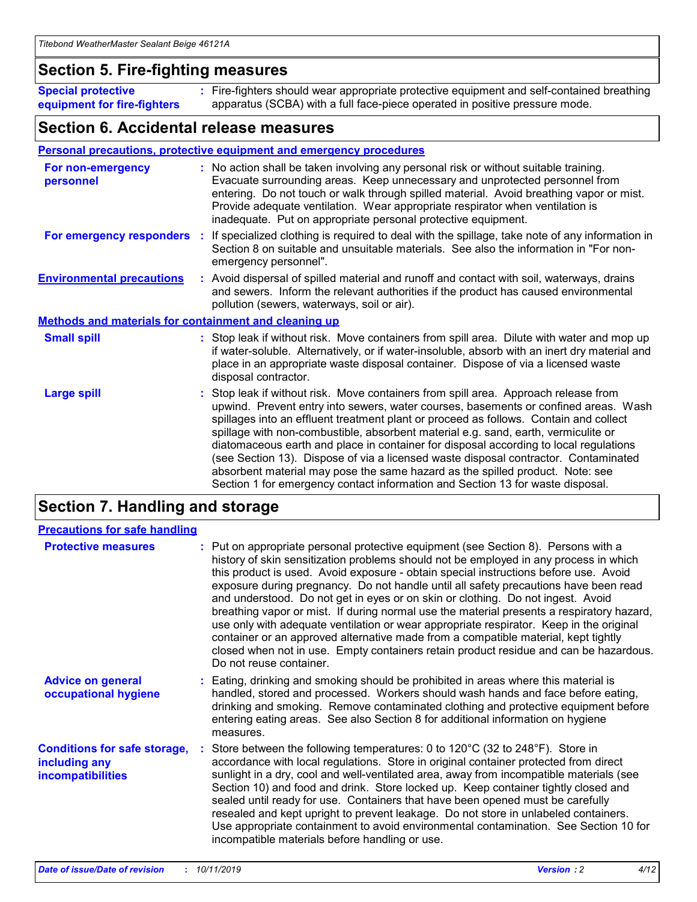## Section 5. Fire-fighting measures

**Special protective equipment for fire-fighters** : Fire-fighters should wear appropriate protective equipment and self-contained breathing apparatus (SCBA) with a full face-piece operated in positive pressure mode.

## Section 6. Accidental release measures

### Personal precautions, protective equipment and emergency procedures

**For non-emergency personnel** : No action shall be taken involving any personal risk or without suitable training. Evacuate surrounding areas. Keep unnecessary and unprotected personnel from entering. Do not touch or walk through spilled material. Avoid breathing vapor or mist. Provide adequate ventilation. Wear appropriate respirator when ventilation is inadequate. Put on appropriate personal protective equipment.

**For emergency responders** : If specialized clothing is required to deal with the spillage, take note of any information in Section 8 on suitable and unsuitable materials. See also the information in "For non-emergency personnel".

**Environmental precautions** : Avoid dispersal of spilled material and runoff and contact with soil, waterways, drains and sewers. Inform the relevant authorities if the product has caused environmental pollution (sewers, waterways, soil or air).

### Methods and materials for containment and cleaning up

**Small spill** : Stop leak if without risk. Move containers from spill area. Dilute with water and mop up if water-soluble. Alternatively, or if water-insoluble, absorb with an inert dry material and place in an appropriate waste disposal container. Dispose of via a licensed waste disposal contractor.

**Large spill** : Stop leak if without risk. Move containers from spill area. Approach release from upwind. Prevent entry into sewers, water courses, basements or confined areas. Wash spillages into an effluent treatment plant or proceed as follows. Contain and collect spillage with non-combustible, absorbent material e.g. sand, earth, vermiculite or diatomaceous earth and place in container for disposal according to local regulations (see Section 13). Dispose of via a licensed waste disposal contractor. Contaminated absorbent material may pose the same hazard as the spilled product. Note: see Section 1 for emergency contact information and Section 13 for waste disposal.

## Section 7. Handling and storage

### Precautions for safe handling

**Protective measures** : Put on appropriate personal protective equipment (see Section 8). Persons with a history of skin sensitization problems should not be employed in any process in which this product is used. Avoid exposure - obtain special instructions before use. Avoid exposure during pregnancy. Do not handle until all safety precautions have been read and understood. Do not get in eyes or on skin or clothing. Do not ingest. Avoid breathing vapor or mist. If during normal use the material presents a respiratory hazard, use only with adequate ventilation or wear appropriate respirator. Keep in the original container or an approved alternative made from a compatible material, kept tightly closed when not in use. Empty containers retain product residue and can be hazardous. Do not reuse container.

**Advice on general occupational hygiene** : Eating, drinking and smoking should be prohibited in areas where this material is handled, stored and processed. Workers should wash hands and face before eating, drinking and smoking. Remove contaminated clothing and protective equipment before entering eating areas. See also Section 8 for additional information on hygiene measures.

**Conditions for safe storage, including any incompatibilities** : Store between the following temperatures: 0 to 120°C (32 to 248°F). Store in accordance with local regulations. Store in original container protected from direct sunlight in a dry, cool and well-ventilated area, away from incompatible materials (see Section 10) and food and drink. Store locked up. Keep container tightly closed and sealed until ready for use. Containers that have been opened must be carefully resealed and kept upright to prevent leakage. Do not store in unlabeled containers. Use appropriate containment to avoid environmental contamination. See Section 10 for incompatible materials before handling or use.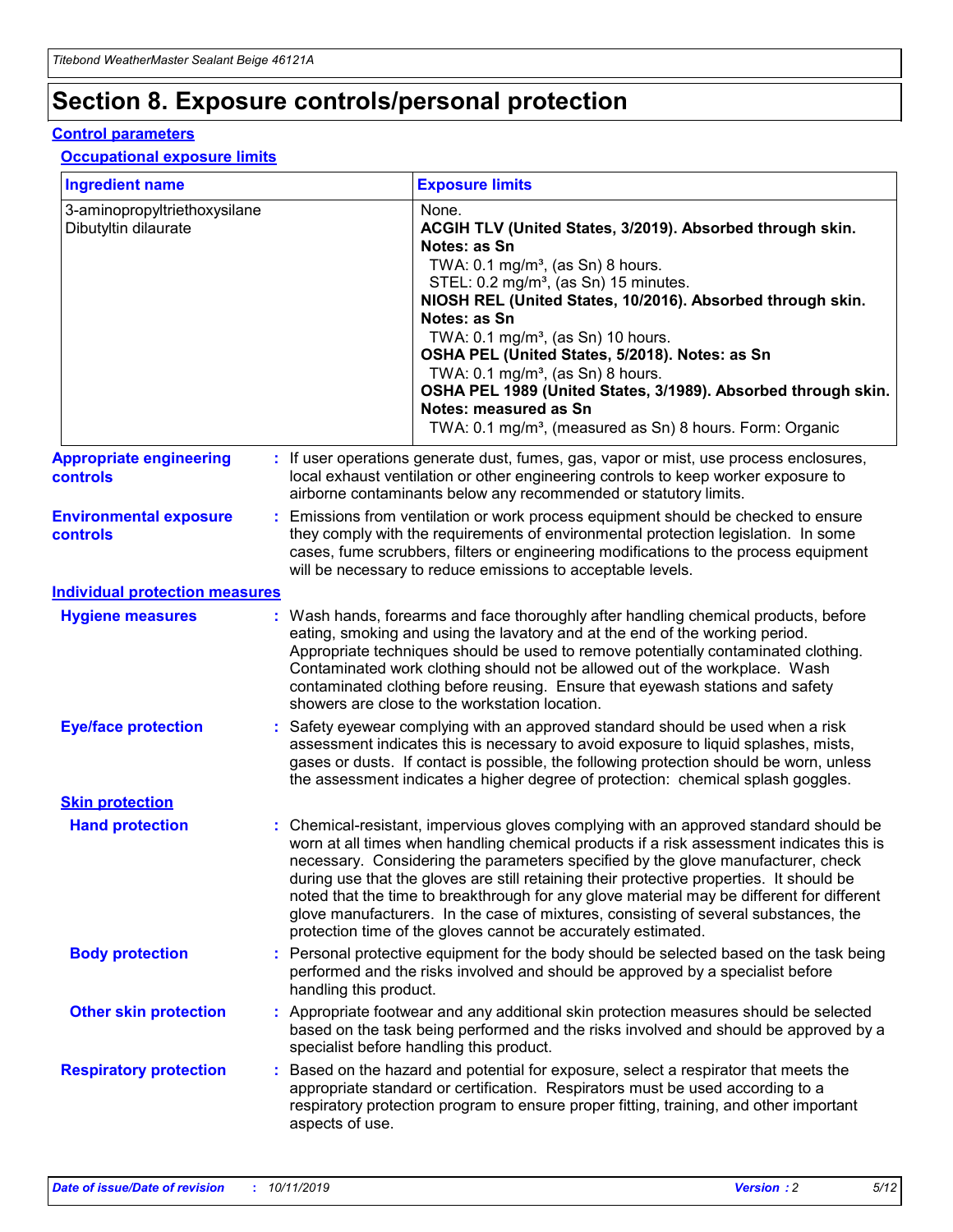# Section 8. Exposure controls/personal protection

## Control parameters

### Occupational exposure limits

| Ingredient name | Exposure limits |
|---|---|
| 3-aminopropyltriethoxysilane<br>Dibutyltin dilaurate | None.<br>**ACGIH TLV (United States, 3/2019). Absorbed through skin. Notes: as Sn**<br>TWA: 0.1 mg/m³, (as Sn) 8 hours.<br>STEL: 0.2 mg/m³, (as Sn) 15 minutes.<br>**NIOSH REL (United States, 10/2016). Absorbed through skin. Notes: as Sn**<br>TWA: 0.1 mg/m³, (as Sn) 10 hours.<br>**OSHA PEL (United States, 5/2018). Notes: as Sn**<br>TWA: 0.1 mg/m³, (as Sn) 8 hours.<br>**OSHA PEL 1989 (United States, 3/1989). Absorbed through skin. Notes: measured as Sn**<br>TWA: 0.1 mg/m³, (measured as Sn) 8 hours. Form: Organic |

**Appropriate engineering controls** : If user operations generate dust, fumes, gas, vapor or mist, use process enclosures, local exhaust ventilation or other engineering controls to keep worker exposure to airborne contaminants below any recommended or statutory limits.

**Environmental exposure controls** : Emissions from ventilation or work process equipment should be checked to ensure they comply with the requirements of environmental protection legislation. In some cases, fume scrubbers, filters or engineering modifications to the process equipment will be necessary to reduce emissions to acceptable levels.

## Individual protection measures

**Hygiene measures** : Wash hands, forearms and face thoroughly after handling chemical products, before eating, smoking and using the lavatory and at the end of the working period. Appropriate techniques should be used to remove potentially contaminated clothing. Contaminated work clothing should not be allowed out of the workplace. Wash contaminated clothing before reusing. Ensure that eyewash stations and safety showers are close to the workstation location.

**Eye/face protection** : Safety eyewear complying with an approved standard should be used when a risk assessment indicates this is necessary to avoid exposure to liquid splashes, mists, gases or dusts. If contact is possible, the following protection should be worn, unless the assessment indicates a higher degree of protection: chemical splash goggles.

### Skin protection

**Hand protection** : Chemical-resistant, impervious gloves complying with an approved standard should be worn at all times when handling chemical products if a risk assessment indicates this is necessary. Considering the parameters specified by the glove manufacturer, check during use that the gloves are still retaining their protective properties. It should be noted that the time to breakthrough for any glove material may be different for different glove manufacturers. In the case of mixtures, consisting of several substances, the protection time of the gloves cannot be accurately estimated.

**Body protection** : Personal protective equipment for the body should be selected based on the task being performed and the risks involved and should be approved by a specialist before handling this product.

**Other skin protection** : Appropriate footwear and any additional skin protection measures should be selected based on the task being performed and the risks involved and should be approved by a specialist before handling this product.

**Respiratory protection** : Based on the hazard and potential for exposure, select a respirator that meets the appropriate standard or certification. Respirators must be used according to a respiratory protection program to ensure proper fitting, training, and other important aspects of use.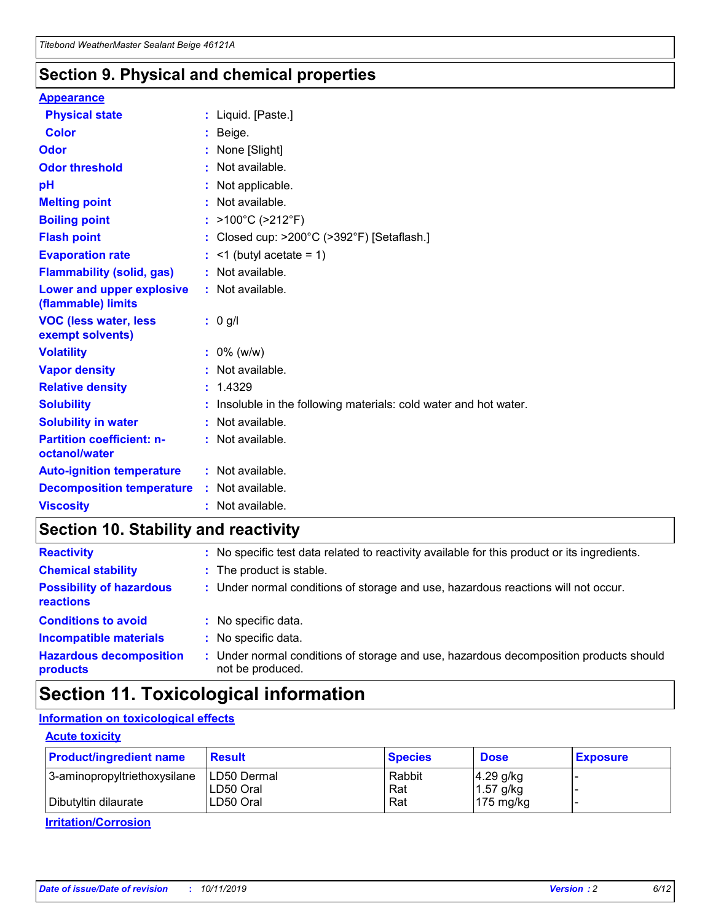# Section 9. Physical and chemical properties

### Appearance

| | | |
|---|---|---|
| **Physical state** | : | Liquid. [Paste.] |
| **Color** | : | Beige. |
| **Odor** | : | None [Slight] |
| **Odor threshold** | : | Not available. |
| **pH** | : | Not applicable. |
| **Melting point** | : | Not available. |
| **Boiling point** | : | >100°C (>212°F) |
| **Flash point** | : | Closed cup: >200°C (>392°F) [Setaflash.] |
| **Evaporation rate** | : | <1 (butyl acetate = 1) |
| **Flammability (solid, gas)** | : | Not available. |
| **Lower and upper explosive (flammable) limits** | : | Not available. |
| **VOC (less water, less exempt solvents)** | : | 0 g/l |
| **Volatility** | : | 0% (w/w) |
| **Vapor density** | : | Not available. |
| **Relative density** | : | 1.4329 |
| **Solubility** | : | Insoluble in the following materials: cold water and hot water. |
| **Solubility in water** | : | Not available. |
| **Partition coefficient: n-octanol/water** | : | Not available. |
| **Auto-ignition temperature** | : | Not available. |
| **Decomposition temperature** | : | Not available. |
| **Viscosity** | : | Not available. |

# Section 10. Stability and reactivity

| | | |
|---|---|---|
| **Reactivity** | : | No specific test data related to reactivity available for this product or its ingredients. |
| **Chemical stability** | : | The product is stable. |
| **Possibility of hazardous reactions** | : | Under normal conditions of storage and use, hazardous reactions will not occur. |
| **Conditions to avoid** | : | No specific data. |
| **Incompatible materials** | : | No specific data. |
| **Hazardous decomposition products** | : | Under normal conditions of storage and use, hazardous decomposition products should not be produced. |

# Section 11. Toxicological information

### Information on toxicological effects

#### Acute toxicity

| Product/ingredient name | Result | Species | Dose | Exposure |
|---|---|---|---|---|
| 3-aminopropyltriethoxysilane | LD50 Dermal | Rabbit | 4.29 g/kg | - |
| | LD50 Oral | Rat | 1.57 g/kg | - |
| Dibutyltin dilaurate | LD50 Oral | Rat | 175 mg/kg | - |

#### Irritation/Corrosion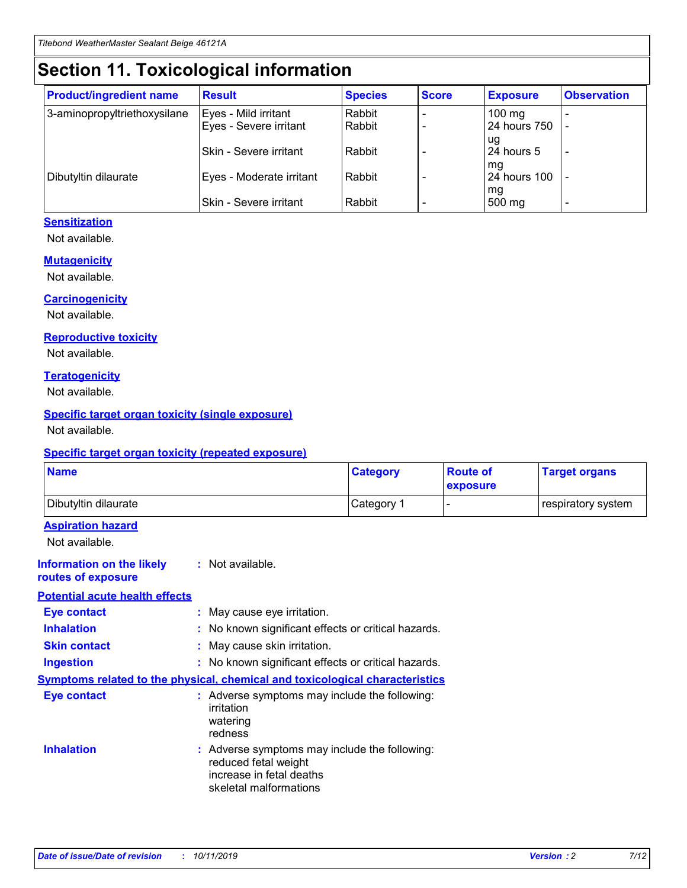# Section 11. Toxicological information

| Product/ingredient name | Result | Species | Score | Exposure | Observation |
| --- | --- | --- | --- | --- | --- |
| 3-aminopropyltriethoxysilane | Eyes - Mild irritant | Rabbit | - | 100 mg | - |
| | Eyes - Severe irritant | Rabbit | - | 24 hours 750 ug | - |
| | Skin - Severe irritant | Rabbit | - | 24 hours 5 mg | - |
| Dibutyltin dilaurate | Eyes - Moderate irritant | Rabbit | - | 24 hours 100 mg | - |
| | Skin - Severe irritant | Rabbit | - | 500 mg | - |

### Sensitization

Not available.

### Mutagenicity

Not available.

### Carcinogenicity

Not available.

### Reproductive toxicity

Not available.

### Teratogenicity

Not available.

### Specific target organ toxicity (single exposure)

Not available.

### Specific target organ toxicity (repeated exposure)

| Name | Category | Route of exposure | Target organs |
| --- | --- | --- | --- |
| Dibutyltin dilaurate | Category 1 | - | respiratory system |

### Aspiration hazard

Not available.

**Information on the likely routes of exposure** : Not available.

### Potential acute health effects

**Eye contact** : May cause eye irritation.

**Inhalation** : No known significant effects or critical hazards.

**Skin contact** : May cause skin irritation.

**Ingestion** : No known significant effects or critical hazards.

### Symptoms related to the physical, chemical and toxicological characteristics

**Eye contact** : Adverse symptoms may include the following:
irritation
watering
redness

**Inhalation** : Adverse symptoms may include the following:
reduced fetal weight
increase in fetal deaths
skeletal malformations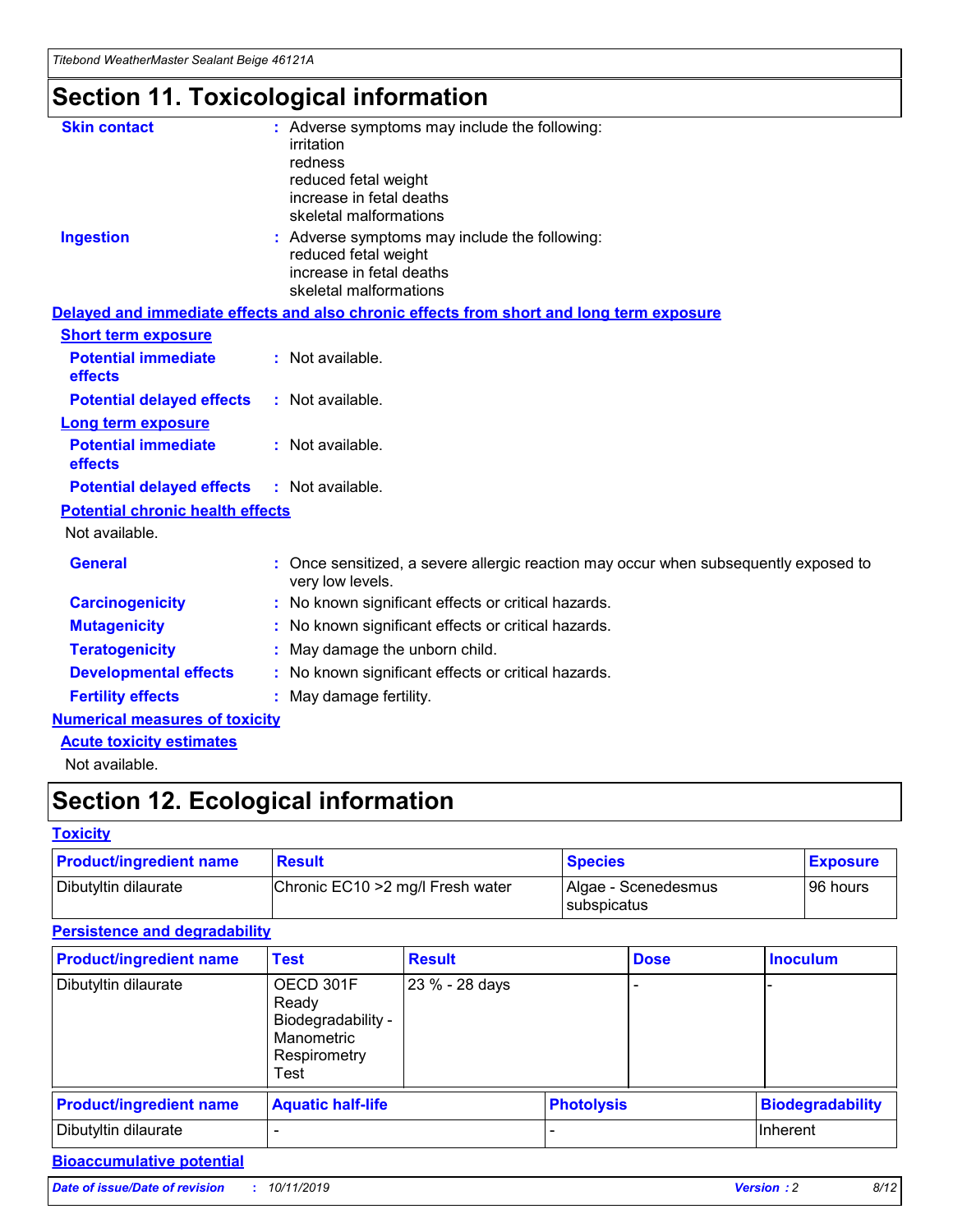# Section 11. Toxicological information

**Skin contact** : Adverse symptoms may include the following:
irritation
redness
reduced fetal weight
increase in fetal deaths
skeletal malformations

**Ingestion** : Adverse symptoms may include the following:
reduced fetal weight
increase in fetal deaths
skeletal malformations

## Delayed and immediate effects and also chronic effects from short and long term exposure

### Short term exposure

**Potential immediate effects** : Not available.

**Potential delayed effects** : Not available.

### Long term exposure

**Potential immediate effects** : Not available.

**Potential delayed effects** : Not available.

### Potential chronic health effects

Not available.

**General** : Once sensitized, a severe allergic reaction may occur when subsequently exposed to very low levels.

**Carcinogenicity** : No known significant effects or critical hazards.

**Mutagenicity** : No known significant effects or critical hazards.

**Teratogenicity** : May damage the unborn child.

**Developmental effects** : No known significant effects or critical hazards.

**Fertility effects** : May damage fertility.

## Numerical measures of toxicity

### Acute toxicity estimates

Not available.

# Section 12. Ecological information

## Toxicity

| Product/ingredient name | Result | Species | Exposure |
| --- | --- | --- | --- |
| Dibutyltin dilaurate | Chronic EC10 >2 mg/l Fresh water | Algae - Scenedesmus subspicatus | 96 hours |

## Persistence and degradability

| Product/ingredient name | Test | Result | Dose | Inoculum |
| --- | --- | --- | --- | --- |
| Dibutyltin dilaurate | OECD 301F Ready Biodegradability - Manometric Respirometry Test | 23 % - 28 days | - | - |

| Product/ingredient name | Aquatic half-life | Photolysis | Biodegradability |
| --- | --- | --- | --- |
| Dibutyltin dilaurate | - | - | Inherent |

## Bioaccumulative potential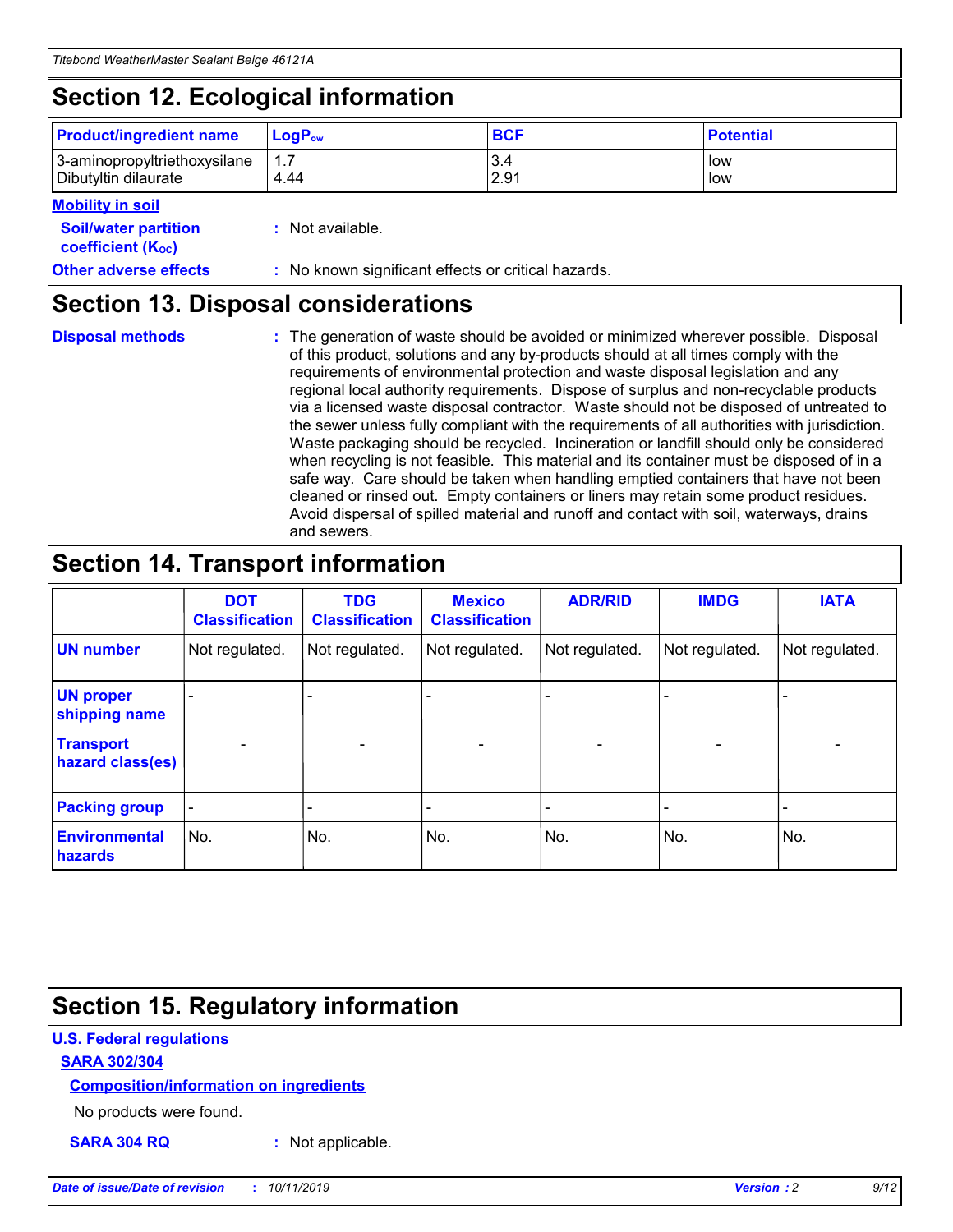## Section 12. Ecological information

| Product/ingredient name | $LogP_{ow}$ | BCF | Potential |
|---|---|---|---|
| 3-aminopropyltriethoxysilane | 1.7 | 3.4 | low |
| Dibutyltin dilaurate | 4.44 | 2.91 | low |

**Mobility in soil**

**Soil/water partition coefficient ($K_{OC}$)** : Not available.

**Other adverse effects** : No known significant effects or critical hazards.

## Section 13. Disposal considerations

**Disposal methods** : The generation of waste should be avoided or minimized wherever possible. Disposal of this product, solutions and any by-products should at all times comply with the requirements of environmental protection and waste disposal legislation and any regional local authority requirements. Dispose of surplus and non-recyclable products via a licensed waste disposal contractor. Waste should not be disposed of untreated to the sewer unless fully compliant with the requirements of all authorities with jurisdiction. Waste packaging should be recycled. Incineration or landfill should only be considered when recycling is not feasible. This material and its container must be disposed of in a safe way. Care should be taken when handling emptied containers that have not been cleaned or rinsed out. Empty containers or liners may retain some product residues. Avoid dispersal of spilled material and runoff and contact with soil, waterways, drains and sewers.

## Section 14. Transport information

| | DOT Classification | TDG Classification | Mexico Classification | ADR/RID | IMDG | IATA |
|---|---|---|---|---|---|---|
| UN number | Not regulated. | Not regulated. | Not regulated. | Not regulated. | Not regulated. | Not regulated. |
| UN proper shipping name | - | - | - | - | - | - |
| Transport hazard class(es) | - | - | - | - | - | - |
| Packing group | - | - | - | - | - | - |
| Environmental hazards | No. | No. | No. | No. | No. | No. |

## Section 15. Regulatory information

**U.S. Federal regulations**

**SARA 302/304**

**Composition/information on ingredients**

No products were found.

**SARA 304 RQ** : Not applicable.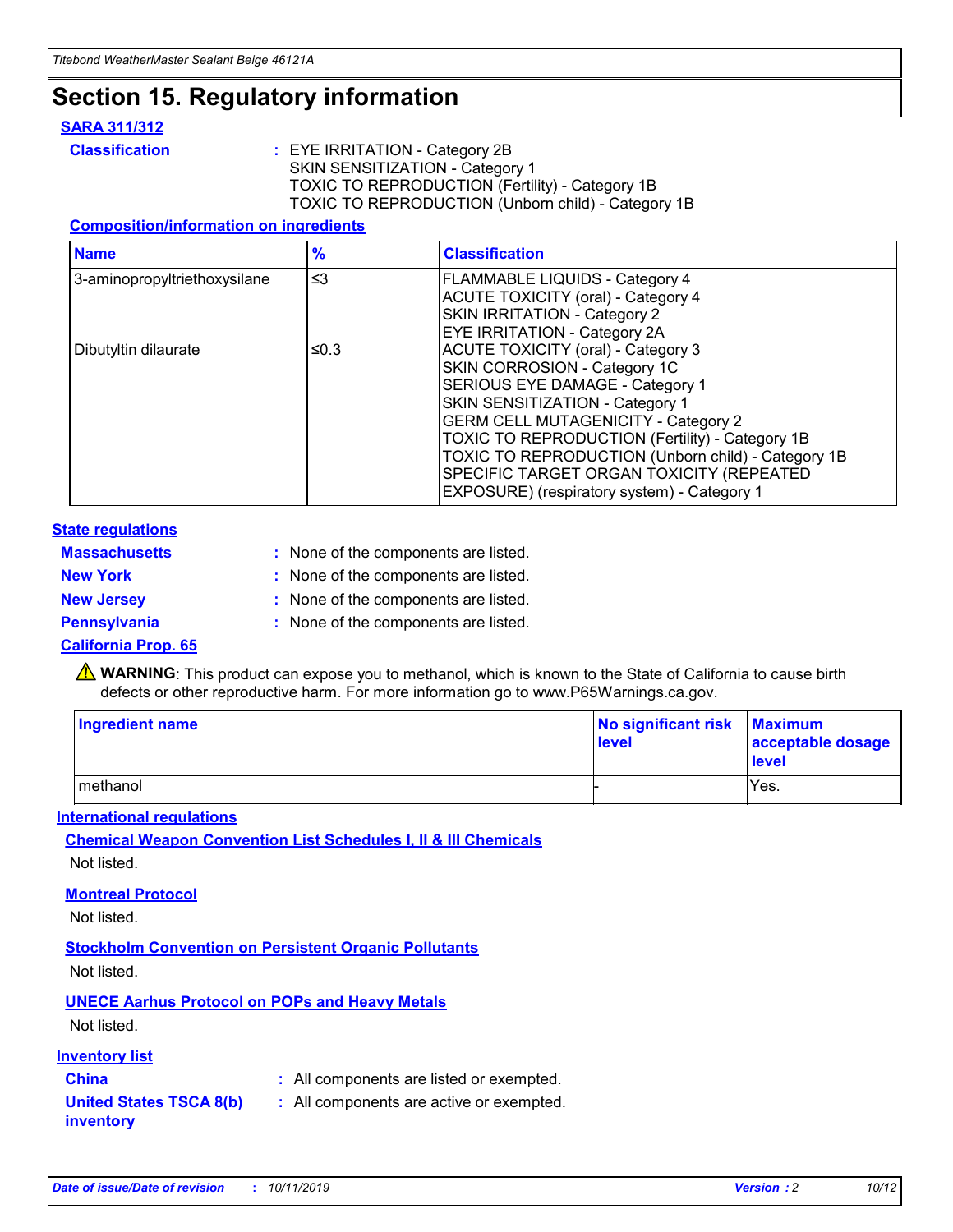# Section 15. Regulatory information

### SARA 311/312

**Classification** : EYE IRRITATION - Category 2B
SKIN SENSITIZATION - Category 1
TOXIC TO REPRODUCTION (Fertility) - Category 1B
TOXIC TO REPRODUCTION (Unborn child) - Category 1B

#### Composition/information on ingredients

| Name | % | Classification |
|---|---|---|
| 3-aminopropyltriethoxysilane | ≤3 | FLAMMABLE LIQUIDS - Category 4<br>ACUTE TOXICITY (oral) - Category 4<br>SKIN IRRITATION - Category 2<br>EYE IRRITATION - Category 2A |
| Dibutyltin dilaurate | ≤0.3 | ACUTE TOXICITY (oral) - Category 3<br>SKIN CORROSION - Category 1C<br>SERIOUS EYE DAMAGE - Category 1<br>SKIN SENSITIZATION - Category 1<br>GERM CELL MUTAGENICITY - Category 2<br>TOXIC TO REPRODUCTION (Fertility) - Category 1B<br>TOXIC TO REPRODUCTION (Unborn child) - Category 1B<br>SPECIFIC TARGET ORGAN TOXICITY (REPEATED EXPOSURE) (respiratory system) - Category 1 |

### State regulations

**Massachusetts** : None of the components are listed.

**New York** : None of the components are listed.

**New Jersey** : None of the components are listed.

**Pennsylvania** : None of the components are listed.

### California Prop. 65

⚠ **WARNING**: This product can expose you to methanol, which is known to the State of California to cause birth defects or other reproductive harm. For more information go to www.P65Warnings.ca.gov.

| Ingredient name | No significant risk level | Maximum acceptable dosage level |
|---|---|---|
| methanol | - | Yes. |

### International regulations

#### Chemical Weapon Convention List Schedules I, II & III Chemicals

Not listed.

#### Montreal Protocol

Not listed.

#### Stockholm Convention on Persistent Organic Pollutants

Not listed.

#### UNECE Aarhus Protocol on POPs and Heavy Metals

Not listed.

### Inventory list

**China** : All components are listed or exempted.

**United States TSCA 8(b) inventory** : All components are active or exempted.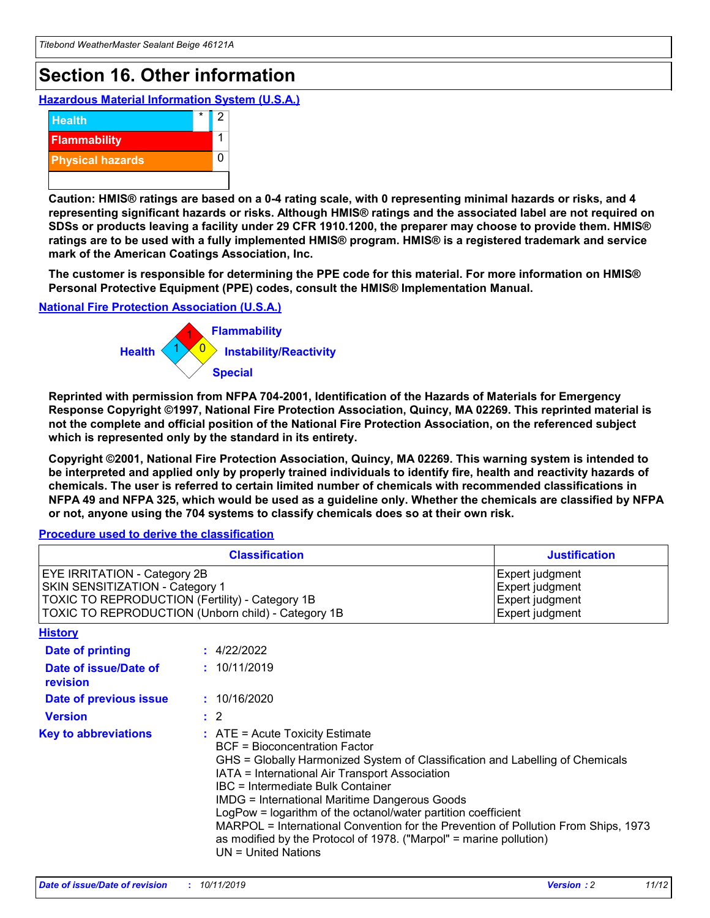# Section 16. Other information

## Hazardous Material Information System (U.S.A.)

| | | |
|---|---|---|
| Health | * | 2 |
| Flammability | | 1 |
| Physical hazards | | 0 |
| | | |

**Caution: HMIS® ratings are based on a 0-4 rating scale, with 0 representing minimal hazards or risks, and 4 representing significant hazards or risks. Although HMIS® ratings and the associated label are not required on SDSs or products leaving a facility under 29 CFR 1910.1200, the preparer may choose to provide them. HMIS® ratings are to be used with a fully implemented HMIS® program. HMIS® is a registered trademark and service mark of the American Coatings Association, Inc.**

**The customer is responsible for determining the PPE code for this material. For more information on HMIS® Personal Protective Equipment (PPE) codes, consult the HMIS® Implementation Manual.**

## National Fire Protection Association (U.S.A.)

Health: 1
Flammability: 1
Instability/Reactivity: 0
Special:

**Reprinted with permission from NFPA 704-2001, Identification of the Hazards of Materials for Emergency Response Copyright ©1997, National Fire Protection Association, Quincy, MA 02269. This reprinted material is not the complete and official position of the National Fire Protection Association, on the referenced subject which is represented only by the standard in its entirety.**

**Copyright ©2001, National Fire Protection Association, Quincy, MA 02269. This warning system is intended to be interpreted and applied only by properly trained individuals to identify fire, health and reactivity hazards of chemicals. The user is referred to certain limited number of chemicals with recommended classifications in NFPA 49 and NFPA 325, which would be used as a guideline only. Whether the chemicals are classified by NFPA or not, anyone using the 704 systems to classify chemicals does so at their own risk.**

## Procedure used to derive the classification

| Classification | Justification |
|---|---|
| EYE IRRITATION - Category 2B | Expert judgment |
| SKIN SENSITIZATION - Category 1 | Expert judgment |
| TOXIC TO REPRODUCTION (Fertility) - Category 1B | Expert judgment |
| TOXIC TO REPRODUCTION (Unborn child) - Category 1B | Expert judgment |

## History

**Date of printing** : 4/22/2022

**Date of issue/Date of revision** : 10/11/2019

**Date of previous issue** : 10/16/2020

**Version** : 2

**Key to abbreviations** : ATE = Acute Toxicity Estimate
BCF = Bioconcentration Factor
GHS = Globally Harmonized System of Classification and Labelling of Chemicals
IATA = International Air Transport Association
IBC = Intermediate Bulk Container
IMDG = International Maritime Dangerous Goods
LogPow = logarithm of the octanol/water partition coefficient
MARPOL = International Convention for the Prevention of Pollution From Ships, 1973 as modified by the Protocol of 1978. ("Marpol" = marine pollution)
UN = United Nations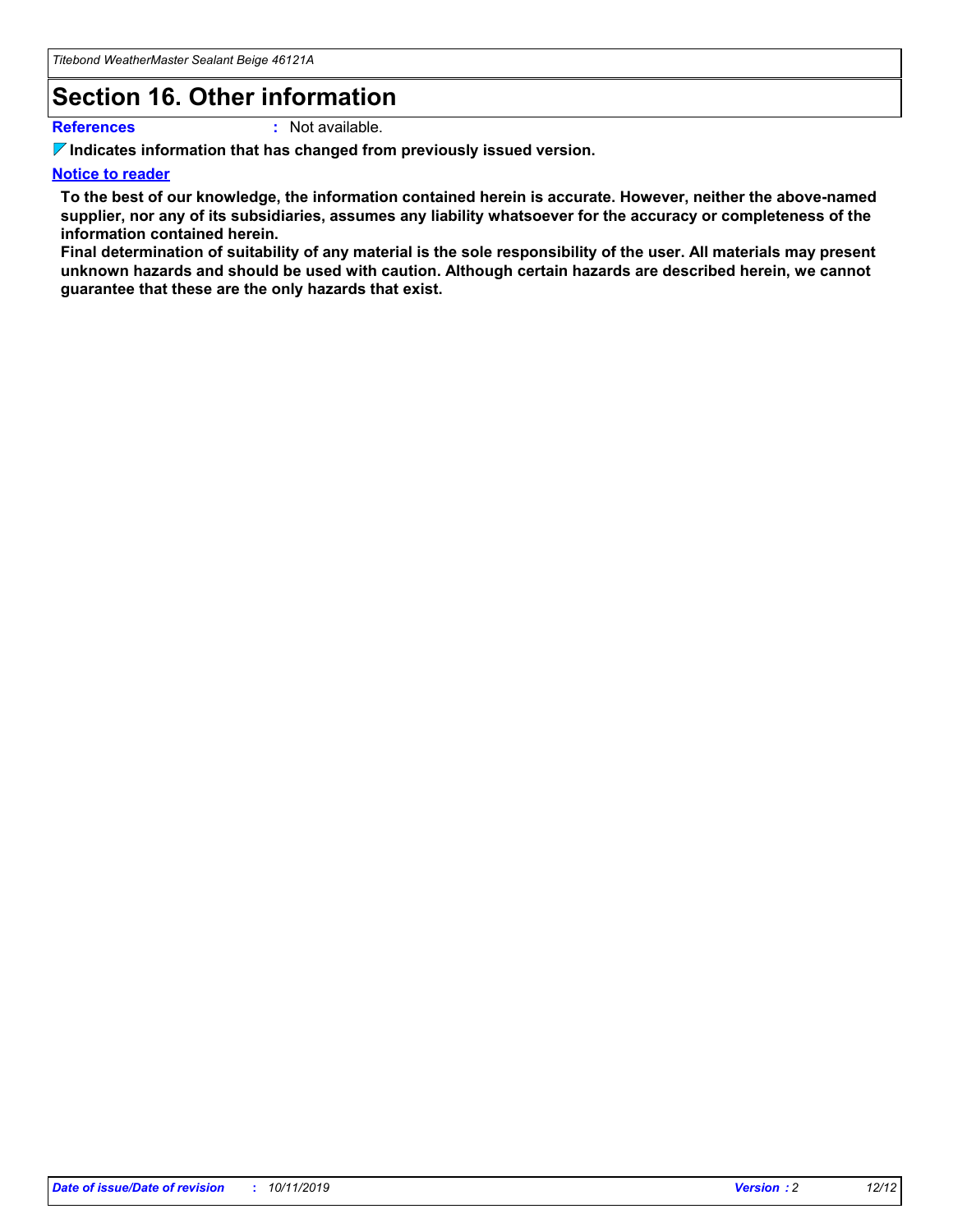# Section 16. Other information

**References** : Not available.

**Indicates information that has changed from previously issued version.**

**Notice to reader**

**To the best of our knowledge, the information contained herein is accurate. However, neither the above-named supplier, nor any of its subsidiaries, assumes any liability whatsoever for the accuracy or completeness of the information contained herein.**

**Final determination of suitability of any material is the sole responsibility of the user. All materials may present unknown hazards and should be used with caution. Although certain hazards are described herein, we cannot guarantee that these are the only hazards that exist.**